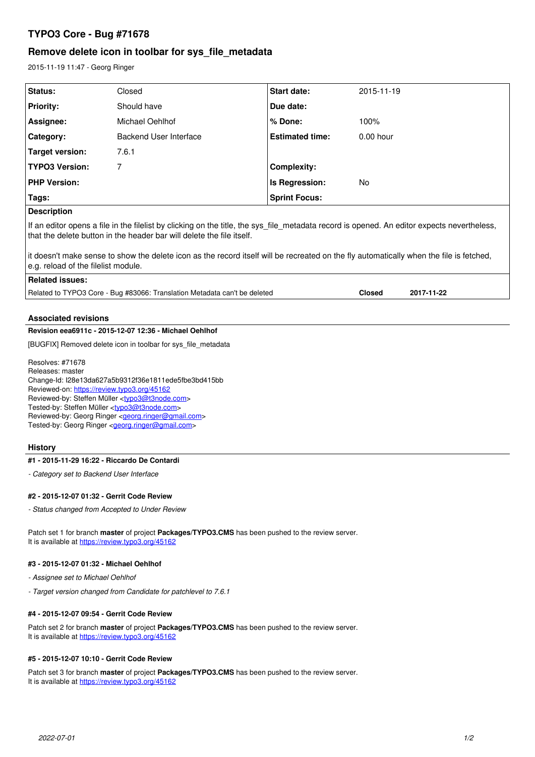# TYPO3 Core - Bug #71678

## Remove delete icon in toolbar for sys_file_metadata

2015-11-19 11:47 - Georg Ringer

| Status: | Closed | Start date: | 2015-11-19 |
|---|---|---|---|
| Priority: | Should have | Due date: | |
| Assignee: | Michael Oehlhof | % Done: | 100% |
| Category: | Backend User Interface | Estimated time: | 0.00 hour |
| Target version: | 7.6.1 | | |
| TYPO3 Version: | 7 | Complexity: | |
| PHP Version: | | Is Regression: | No |
| Tags: | | Sprint Focus: | |

**Description**

If an editor opens a file in the filelist by clicking on the title, the sys_file_metadata record is opened. An editor expects nevertheless, that the delete button in the header bar will delete the file itself.

it doesn't make sense to show the delete icon as the record itself will be recreated on the fly automatically when the file is fetched, e.g. reload of the filelist module.

**Related issues:**

| | | |
|---|---|---|
| Related to TYPO3 Core - Bug #83066: Translation Metadata can't be deleted | Closed | 2017-11-22 |

### Associated revisions

**Revision eea6911c - 2015-12-07 12:36 - Michael Oehlhof**

[BUGFIX] Removed delete icon in toolbar for sys_file_metadata

Resolves: #71678
Releases: master
Change-Id: I28e13da627a5b9312f36e1811ede5fbe3bd415bb
Reviewed-on: https://review.typo3.org/45162
Reviewed-by: Steffen Müller <typo3@t3node.com>
Tested-by: Steffen Müller <typo3@t3node.com>
Reviewed-by: Georg Ringer <georg.ringer@gmail.com>
Tested-by: Georg Ringer <georg.ringer@gmail.com>

### History

**#1 - 2015-11-29 16:22 - Riccardo De Contardi**

*- Category set to Backend User Interface*

**#2 - 2015-12-07 01:32 - Gerrit Code Review**

*- Status changed from Accepted to Under Review*

Patch set 1 for branch **master** of project **Packages/TYPO3.CMS** has been pushed to the review server.
It is available at https://review.typo3.org/45162

**#3 - 2015-12-07 01:32 - Michael Oehlhof**

*- Assignee set to Michael Oehlhof*

*- Target version changed from Candidate for patchlevel to 7.6.1*

**#4 - 2015-12-07 09:54 - Gerrit Code Review**

Patch set 2 for branch **master** of project **Packages/TYPO3.CMS** has been pushed to the review server.
It is available at https://review.typo3.org/45162

**#5 - 2015-12-07 10:10 - Gerrit Code Review**

Patch set 3 for branch **master** of project **Packages/TYPO3.CMS** has been pushed to the review server.
It is available at https://review.typo3.org/45162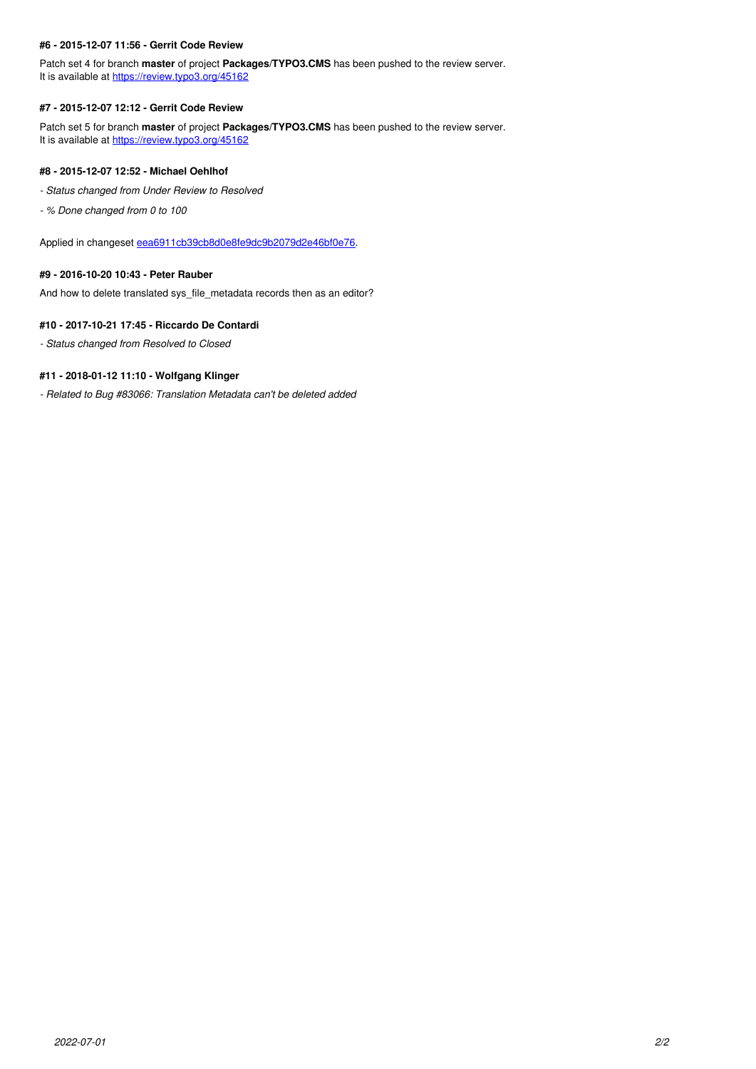#### #6 - 2015-12-07 11:56 - Gerrit Code Review

Patch set 4 for branch **master** of project **Packages/TYPO3.CMS** has been pushed to the review server.
It is available at https://review.typo3.org/45162

#### #7 - 2015-12-07 12:12 - Gerrit Code Review

Patch set 5 for branch **master** of project **Packages/TYPO3.CMS** has been pushed to the review server.
It is available at https://review.typo3.org/45162

#### #8 - 2015-12-07 12:52 - Michael Oehlhof

*- Status changed from Under Review to Resolved*

*- % Done changed from 0 to 100*

Applied in changeset eea6911cb39cb8d0e8fe9dc9b2079d2e46bf0e76.

#### #9 - 2016-10-20 10:43 - Peter Rauber

And how to delete translated sys_file_metadata records then as an editor?

#### #10 - 2017-10-21 17:45 - Riccardo De Contardi

*- Status changed from Resolved to Closed*

#### #11 - 2018-01-12 11:10 - Wolfgang Klinger

*- Related to Bug #83066: Translation Metadata can't be deleted added*